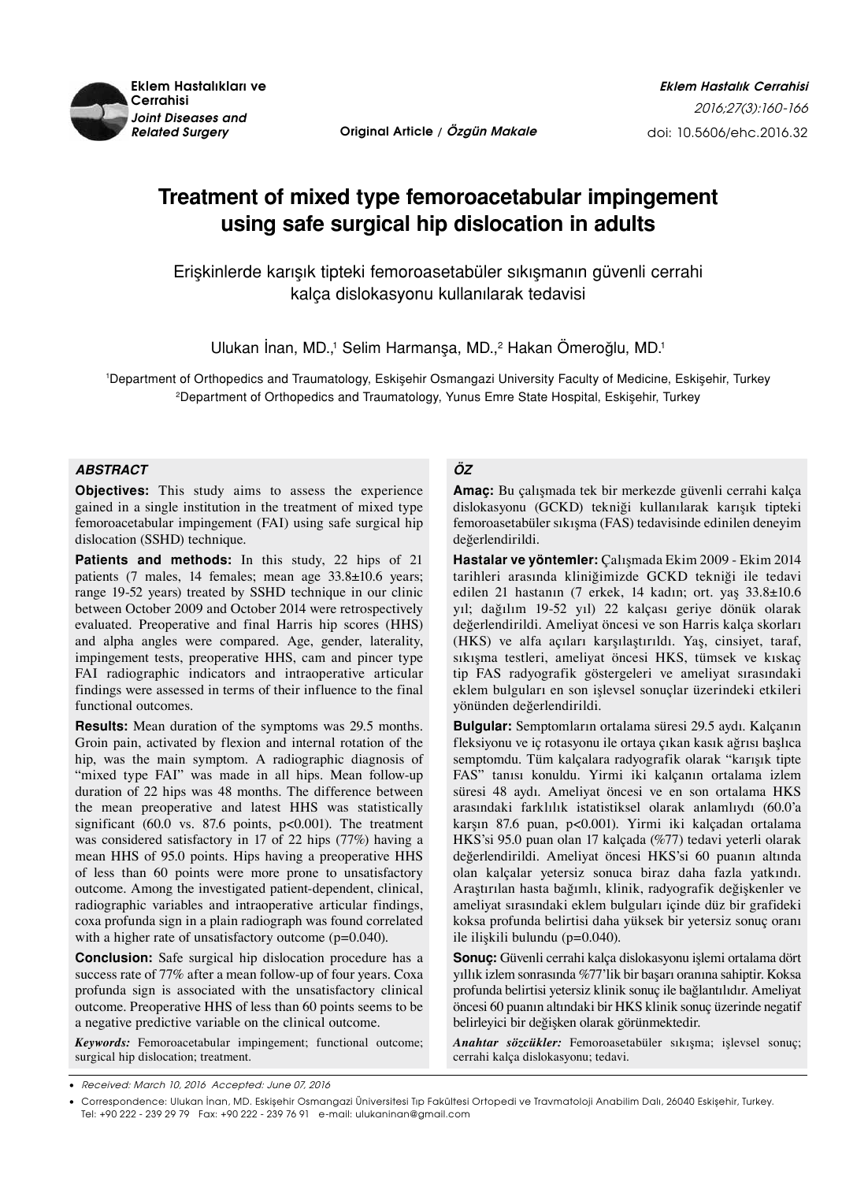Original Article / *Özgün Makale*

# Treatment of mixed type femoroacetabular impingement using safe surgical hip dislocation in adults

## Erişkinlerde karışık tipteki femoroasetabüler sıkışmanın güvenli cerrahi kalça dislokasyonu kullanılarak tedavisi

Ulukan İnan, MD.,[1] Selim Harmanşa, MD.,[2] Hakan Ömeroğlu, MD.[1]

[1]Department of Orthopedics and Traumatology, Eskişehir Osmangazi University Faculty of Medicine, Eskişehir, Turkey
[2]Department of Orthopedics and Traumatology, Yunus Emre State Hospital, Eskişehir, Turkey

### *ABSTRACT*

**Objectives:** This study aims to assess the experience gained in a single institution in the treatment of mixed type femoroacetabular impingement (FAI) using safe surgical hip dislocation (SSHD) technique.

**Patients and methods:** In this study, 22 hips of 21 patients (7 males, 14 females; mean age 33.8±10.6 years; range 19-52 years) treated by SSHD technique in our clinic between October 2009 and October 2014 were retrospectively evaluated. Preoperative and final Harris hip scores (HHS) and alpha angles were compared. Age, gender, laterality, impingement tests, preoperative HHS, cam and pincer type FAI radiographic indicators and intraoperative articular findings were assessed in terms of their influence to the final functional outcomes.

**Results:** Mean duration of the symptoms was 29.5 months. Groin pain, activated by flexion and internal rotation of the hip, was the main symptom. A radiographic diagnosis of "mixed type FAI" was made in all hips. Mean follow-up duration of 22 hips was 48 months. The difference between the mean preoperative and latest HHS was statistically significant (60.0 vs. 87.6 points, $p<0.001$). The treatment was considered satisfactory in 17 of 22 hips (77%) having a mean HHS of 95.0 points. Hips having a preoperative HHS of less than 60 points were more prone to unsatisfactory outcome. Among the investigated patient-dependent, clinical, radiographic variables and intraoperative articular findings, coxa profunda sign in a plain radiograph was found correlated with a higher rate of unsatisfactory outcome ($p=0.040$).

**Conclusion:** Safe surgical hip dislocation procedure has a success rate of 77% after a mean follow-up of four years. Coxa profunda sign is associated with the unsatisfactory clinical outcome. Preoperative HHS of less than 60 points seems to be a negative predictive variable on the clinical outcome.

***Keywords:*** Femoroacetabular impingement; functional outcome; surgical hip dislocation; treatment.

### *ÖZ*

**Amaç:** Bu çalışmada tek bir merkezde güvenli cerrahi kalça dislokasyonu (GCKD) tekniği kullanılarak karışık tipteki femoroasetabüler sıkışma (FAS) tedavisinde edinilen deneyim değerlendirildi.

**Hastalar ve yöntemler:** Çalışmada Ekim 2009 - Ekim 2014 tarihleri arasında kliniğimizde GCKD tekniği ile tedavi edilen 21 hastanın (7 erkek, 14 kadın; ort. yaş 33.8±10.6 yıl; dağılım 19-52 yıl) 22 kalçası geriye dönük olarak değerlendirildi. Ameliyat öncesi ve son Harris kalça skorları (HKS) ve alfa açıları karşılaştırıldı. Yaş, cinsiyet, taraf, sıkışma testleri, ameliyat öncesi HKS, tümsek ve kıskaç tip FAS radyografik göstergeleri ve ameliyat sırasındaki eklem bulguları en son işlevsel sonuçlar üzerindeki etkileri yönünden değerlendirildi.

**Bulgular:** Semptomların ortalama süresi 29.5 aydı. Kalçanın fleksiyonu ve iç rotasyonu ile ortaya çıkan kasık ağrısı başlıca semptomdu. Tüm kalçalara radyografik olarak "karışık tipte FAS" tanısı konuldu. Yirmi iki kalçanın ortalama izlem süresi 48 aydı. Ameliyat öncesi ve en son ortalama HKS arasındaki farklılık istatistiksel olarak anlamlıydı (60.0'a karşın 87.6 puan, $p<0.001$). Yirmi iki kalçadan ortalama HKS'si 95.0 puan olan 17 kalçada (%77) tedavi yeterli olarak değerlendirildi. Ameliyat öncesi HKS'si 60 puanın altında olan kalçalar yetersiz sonuca biraz daha fazla yatkındı. Araştırılan hasta bağımlı, klinik, radyografik değişkenler ve ameliyat sırasındaki eklem bulguları içinde düz bir grafideki koksa profunda belirtisi daha yüksek bir yetersiz sonuç oranı ile ilişkili bulundu ($p=0.040$).

**Sonuç:** Güvenli cerrahi kalça dislokasyonu işlemi ortalama dört yıllık izlem sonrasında %77'lik bir başarı oranına sahiptir. Koksa profunda belirtisi yetersiz klinik sonuç ile bağlantılıdır. Ameliyat öncesi 60 puanın altındaki bir HKS klinik sonuç üzerinde negatif belirleyici bir değişken olarak görünmektedir.

***Anahtar sözcükler:*** Femoroasetabüler sıkışma; işlevsel sonuç; cerrahi kalça dislokasyonu; tedavi.

- *Received: March 10, 2016 Accepted: June 07, 2016*
- Correspondence: Ulukan İnan, MD. Eskişehir Osmangazi Üniversitesi Tıp Fakültesi Ortopedi ve Travmatoloji Anabilim Dalı, 26040 Eskişehir, Turkey. Tel: +90 222 - 239 29 79 Fax: +90 222 - 239 76 91 e-mail: ulukaninan@gmail.com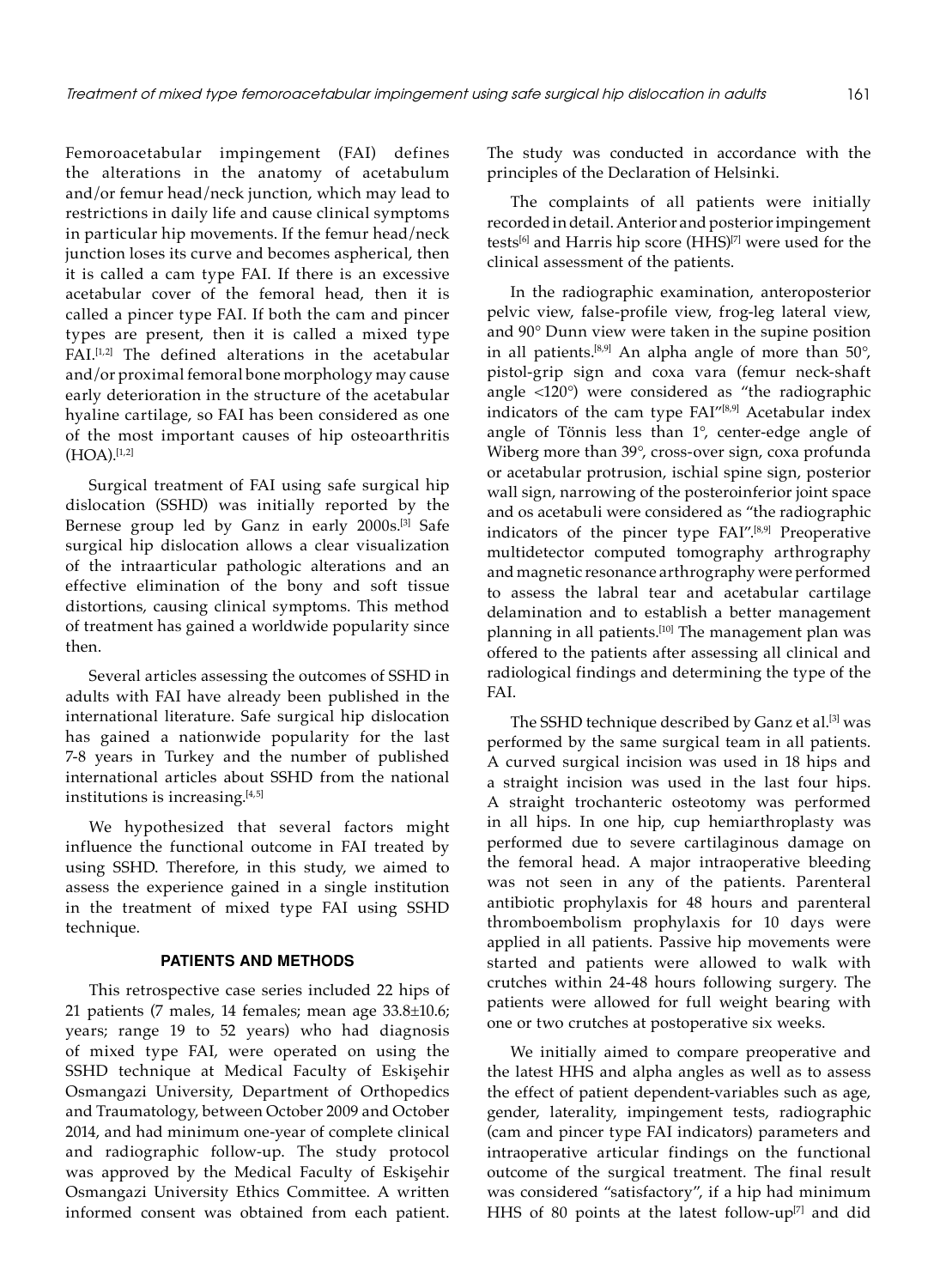Femoroacetabular impingement (FAI) defines the alterations in the anatomy of acetabulum and/or femur head/neck junction, which may lead to restrictions in daily life and cause clinical symptoms in particular hip movements. If the femur head/neck junction loses its curve and becomes aspherical, then it is called a cam type FAI. If there is an excessive acetabular cover of the femoral head, then it is called a pincer type FAI. If both the cam and pincer types are present, then it is called a mixed type FAI.[1,2] The defined alterations in the acetabular and/or proximal femoral bone morphology may cause early deterioration in the structure of the acetabular hyaline cartilage, so FAI has been considered as one of the most important causes of hip osteoarthritis (HOA).[1,2]

Surgical treatment of FAI using safe surgical hip dislocation (SSHD) was initially reported by the Bernese group led by Ganz in early 2000s.[3] Safe surgical hip dislocation allows a clear visualization of the intraarticular pathologic alterations and an effective elimination of the bony and soft tissue distortions, causing clinical symptoms. This method of treatment has gained a worldwide popularity since then.

Several articles assessing the outcomes of SSHD in adults with FAI have already been published in the international literature. Safe surgical hip dislocation has gained a nationwide popularity for the last 7-8 years in Turkey and the number of published international articles about SSHD from the national institutions is increasing.[4,5]

We hypothesized that several factors might influence the functional outcome in FAI treated by using SSHD. Therefore, in this study, we aimed to assess the experience gained in a single institution in the treatment of mixed type FAI using SSHD technique.

## PATIENTS AND METHODS

This retrospective case series included 22 hips of 21 patients (7 males, 14 females; mean age 33.8±10.6; years; range 19 to 52 years) who had diagnosis of mixed type FAI, were operated on using the SSHD technique at Medical Faculty of Eskişehir Osmangazi University, Department of Orthopedics and Traumatology, between October 2009 and October 2014, and had minimum one-year of complete clinical and radiographic follow-up. The study protocol was approved by the Medical Faculty of Eskişehir Osmangazi University Ethics Committee. A written informed consent was obtained from each patient. The study was conducted in accordance with the principles of the Declaration of Helsinki.

The complaints of all patients were initially recorded in detail. Anterior and posterior impingement tests[6] and Harris hip score (HHS)[7] were used for the clinical assessment of the patients.

In the radiographic examination, anteroposterior pelvic view, false-profile view, frog-leg lateral view, and 90° Dunn view were taken in the supine position in all patients.[8,9] An alpha angle of more than 50°, pistol-grip sign and coxa vara (femur neck-shaft angle <120°) were considered as "the radiographic indicators of the cam type FAI"[8,9] Acetabular index angle of Tönnis less than 1°, center-edge angle of Wiberg more than 39°, cross-over sign, coxa profunda or acetabular protrusion, ischial spine sign, posterior wall sign, narrowing of the posteroinferior joint space and os acetabuli were considered as "the radiographic indicators of the pincer type FAI".[8,9] Preoperative multidetector computed tomography arthrography and magnetic resonance arthrography were performed to assess the labral tear and acetabular cartilage delamination and to establish a better management planning in all patients.[10] The management plan was offered to the patients after assessing all clinical and radiological findings and determining the type of the FAI.

The SSHD technique described by Ganz et al.[3] was performed by the same surgical team in all patients. A curved surgical incision was used in 18 hips and a straight incision was used in the last four hips. A straight trochanteric osteotomy was performed in all hips. In one hip, cup hemiarthroplasty was performed due to severe cartilaginous damage on the femoral head. A major intraoperative bleeding was not seen in any of the patients. Parenteral antibiotic prophylaxis for 48 hours and parenteral thromboembolism prophylaxis for 10 days were applied in all patients. Passive hip movements were started and patients were allowed to walk with crutches within 24-48 hours following surgery. The patients were allowed for full weight bearing with one or two crutches at postoperative six weeks.

We initially aimed to compare preoperative and the latest HHS and alpha angles as well as to assess the effect of patient dependent-variables such as age, gender, laterality, impingement tests, radiographic (cam and pincer type FAI indicators) parameters and intraoperative articular findings on the functional outcome of the surgical treatment. The final result was considered "satisfactory", if a hip had minimum HHS of 80 points at the latest follow-up[7] and did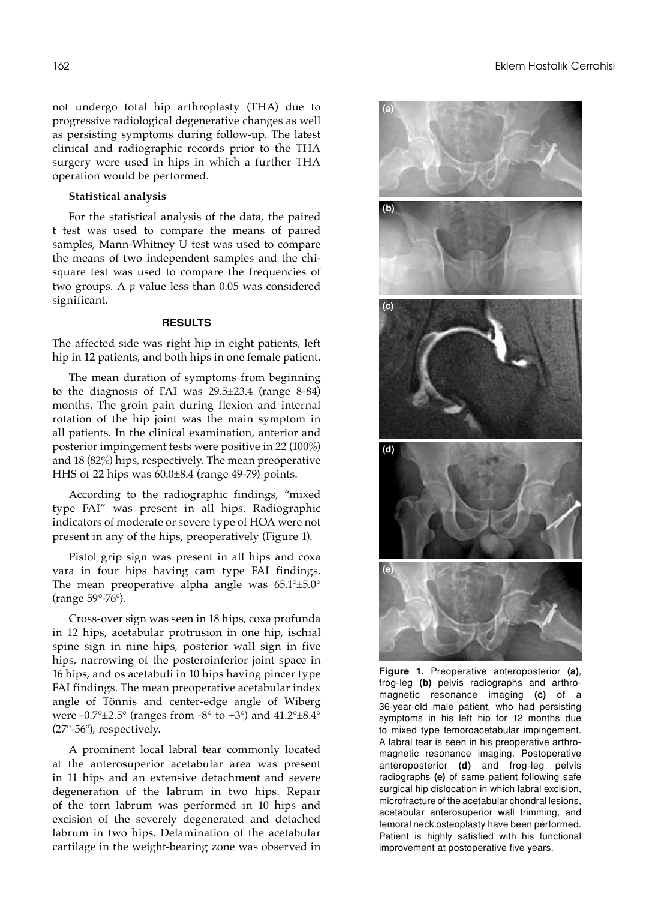not undergo total hip arthroplasty (THA) due to progressive radiological degenerative changes as well as persisting symptoms during follow-up. The latest clinical and radiographic records prior to the THA surgery were used in hips in which a further THA operation would be performed.

### Statistical analysis

For the statistical analysis of the data, the paired t test was used to compare the means of paired samples, Mann-Whitney U test was used to compare the means of two independent samples and the chi-square test was used to compare the frequencies of two groups. A $p$ value less than 0.05 was considered significant.

## RESULTS

The affected side was right hip in eight patients, left hip in 12 patients, and both hips in one female patient.

The mean duration of symptoms from beginning to the diagnosis of FAI was 29.5±23.4 (range 8-84) months. The groin pain during flexion and internal rotation of the hip joint was the main symptom in all patients. In the clinical examination, anterior and posterior impingement tests were positive in 22 (100%) and 18 (82%) hips, respectively. The mean preoperative HHS of 22 hips was 60.0±8.4 (range 49-79) points.

According to the radiographic findings, "mixed type FAI" was present in all hips. Radiographic indicators of moderate or severe type of HOA were not present in any of the hips, preoperatively (Figure 1).

Pistol grip sign was present in all hips and coxa vara in four hips having cam type FAI findings. The mean preoperative alpha angle was 65.1°±5.0° (range 59°-76°).

Cross-over sign was seen in 18 hips, coxa profunda in 12 hips, acetabular protrusion in one hip, ischial spine sign in nine hips, posterior wall sign in five hips, narrowing of the posteroinferior joint space in 16 hips, and os acetabuli in 10 hips having pincer type FAI findings. The mean preoperative acetabular index angle of Tönnis and center-edge angle of Wiberg were -0.7°±2.5° (ranges from -8° to +3°) and 41.2°±8.4° (27°-56°), respectively.

A prominent local labral tear commonly located at the anterosuperior acetabular area was present in 11 hips and an extensive detachment and severe degeneration of the labrum in two hips. Repair of the torn labrum was performed in 10 hips and excision of the severely degenerated and detached labrum in two hips. Delamination of the acetabular cartilage in the weight-bearing zone was observed in

**Figure 1.** Preoperative anteroposterior **(a)**, frog-leg **(b)** pelvis radiographs and arthro-magnetic resonance imaging **(c)** of a 36-year-old male patient, who had persisting symptoms in his left hip for 12 months due to mixed type femoroacetabular impingement. A labral tear is seen in his preoperative arthro-magnetic resonance imaging. Postoperative anteroposterior **(d)** and frog-leg pelvis radiographs **(e)** of same patient following safe surgical hip dislocation in which labral excision, microfracture of the acetabular chondral lesions, acetabular anterosuperior wall trimming, and femoral neck osteoplasty have been performed. Patient is highly satisfied with his functional improvement at postoperative five years.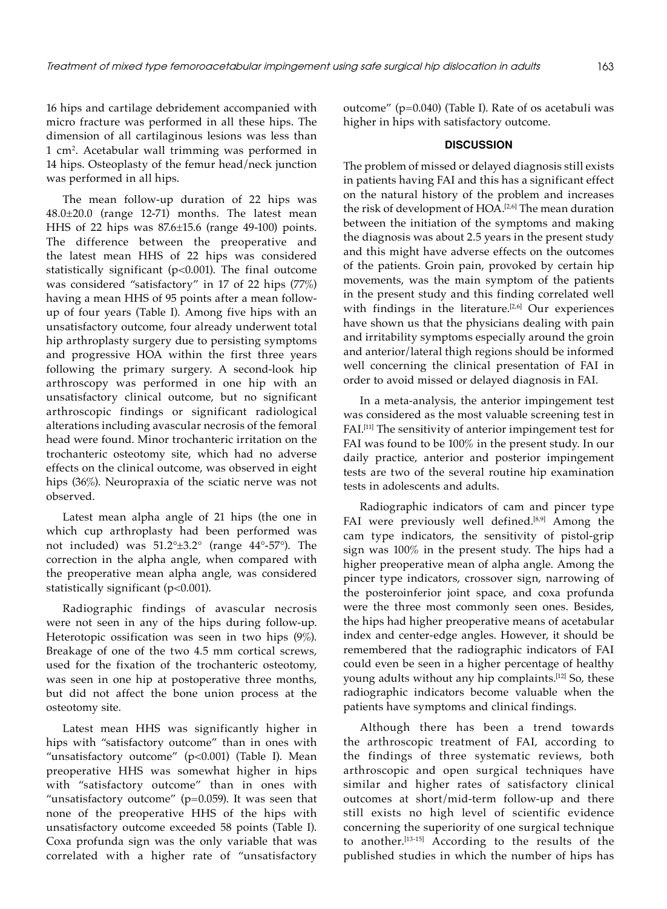16 hips and cartilage debridement accompanied with micro fracture was performed in all these hips. The dimension of all cartilaginous lesions was less than 1 $cm^2$. Acetabular wall trimming was performed in 14 hips. Osteoplasty of the femur head/neck junction was performed in all hips.

The mean follow-up duration of 22 hips was 48.0±20.0 (range 12-71) months. The latest mean HHS of 22 hips was 87.6±15.6 (range 49-100) points. The difference between the preoperative and the latest mean HHS of 22 hips was considered statistically significant ($p<0.001$). The final outcome was considered "satisfactory" in 17 of 22 hips (77%) having a mean HHS of 95 points after a mean follow-up of four years (Table I). Among five hips with an unsatisfactory outcome, four already underwent total hip arthroplasty surgery due to persisting symptoms and progressive HOA within the first three years following the primary surgery. A second-look hip arthroscopy was performed in one hip with an unsatisfactory clinical outcome, but no significant arthroscopic findings or significant radiological alterations including avascular necrosis of the femoral head were found. Minor trochanteric irritation on the trochanteric osteotomy site, which had no adverse effects on the clinical outcome, was observed in eight hips (36%). Neuropraxia of the sciatic nerve was not observed.

Latest mean alpha angle of 21 hips (the one in which cup arthroplasty had been performed was not included) was 51.2°±3.2° (range 44°-57°). The correction in the alpha angle, when compared with the preoperative mean alpha angle, was considered statistically significant ($p<0.001$).

Radiographic findings of avascular necrosis were not seen in any of the hips during follow-up. Heterotopic ossification was seen in two hips (9%). Breakage of one of the two 4.5 mm cortical screws, used for the fixation of the trochanteric osteotomy, was seen in one hip at postoperative three months, but did not affect the bone union process at the osteotomy site.

Latest mean HHS was significantly higher in hips with "satisfactory outcome" than in ones with "unsatisfactory outcome" ($p<0.001$) (Table I). Mean preoperative HHS was somewhat higher in hips with "satisfactory outcome" than in ones with "unsatisfactory outcome" ($p=0.059$). It was seen that none of the preoperative HHS of the hips with unsatisfactory outcome exceeded 58 points (Table I). Coxa profunda sign was the only variable that was correlated with a higher rate of "unsatisfactory outcome" ($p=0.040$) (Table I). Rate of os acetabuli was higher in hips with satisfactory outcome.

## DISCUSSION

The problem of missed or delayed diagnosis still exists in patients having FAI and this has a significant effect on the natural history of the problem and increases the risk of development of HOA.[2,6] The mean duration between the initiation of the symptoms and making the diagnosis was about 2.5 years in the present study and this might have adverse effects on the outcomes of the patients. Groin pain, provoked by certain hip movements, was the main symptom of the patients in the present study and this finding correlated well with findings in the literature.[2,6] Our experiences have shown us that the physicians dealing with pain and irritability symptoms especially around the groin and anterior/lateral thigh regions should be informed well concerning the clinical presentation of FAI in order to avoid missed or delayed diagnosis in FAI.

In a meta-analysis, the anterior impingement test was considered as the most valuable screening test in FAI.[11] The sensitivity of anterior impingement test for FAI was found to be 100% in the present study. In our daily practice, anterior and posterior impingement tests are two of the several routine hip examination tests in adolescents and adults.

Radiographic indicators of cam and pincer type FAI were previously well defined.[8,9] Among the cam type indicators, the sensitivity of pistol-grip sign was 100% in the present study. The hips had a higher preoperative mean of alpha angle. Among the pincer type indicators, crossover sign, narrowing of the posteroinferior joint space, and coxa profunda were the three most commonly seen ones. Besides, the hips had higher preoperative means of acetabular index and center-edge angles. However, it should be remembered that the radiographic indicators of FAI could even be seen in a higher percentage of healthy young adults without any hip complaints.[12] So, these radiographic indicators become valuable when the patients have symptoms and clinical findings.

Although there has been a trend towards the arthroscopic treatment of FAI, according to the findings of three systematic reviews, both arthroscopic and open surgical techniques have similar and higher rates of satisfactory clinical outcomes at short/mid-term follow-up and there still exists no high level of scientific evidence concerning the superiority of one surgical technique to another.[13-15] According to the results of the published studies in which the number of hips has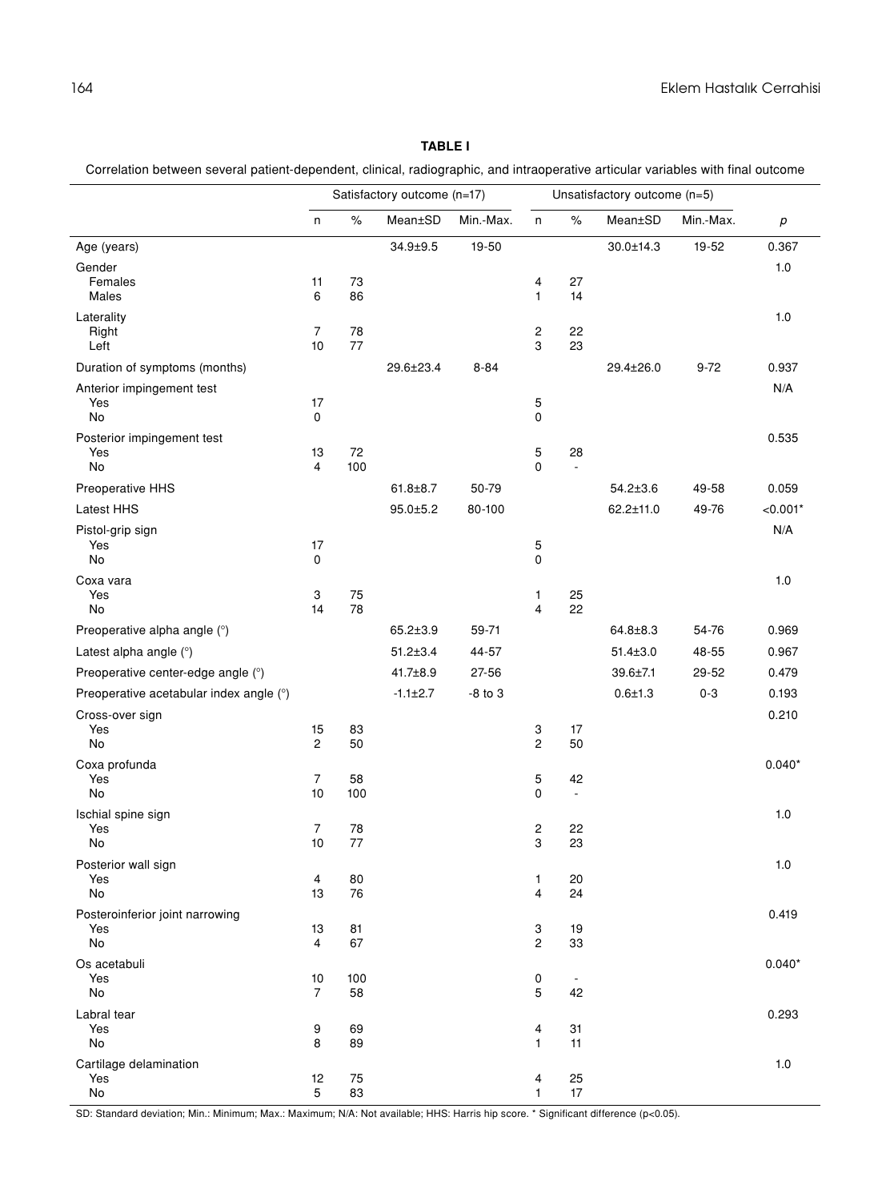**TABLE I**

Correlation between several patient-dependent, clinical, radiographic, and intraoperative articular variables with final outcome

| | Satisfactory outcome (n=17) | | | | Unsatisfactory outcome (n=5) | | | | |
|---|---|---|---|---|---|---|---|---|---|
| | n | % | Mean±SD | Min.-Max. | n | % | Mean±SD | Min.-Max. | *p* |
| Age (years) | | | 34.9±9.5 | 19-50 | | | 30.0±14.3 | 19-52 | 0.367 |
| Gender | | | | | | | | | 1.0 |
| Females | 11 | 73 | | | 4 | 27 | | | |
| Males | 6 | 86 | | | 1 | 14 | | | |
| Laterality | | | | | | | | | 1.0 |
| Right | 7 | 78 | | | 2 | 22 | | | |
| Left | 10 | 77 | | | 3 | 23 | | | |
| Duration of symptoms (months) | | | 29.6±23.4 | 8-84 | | | 29.4±26.0 | 9-72 | 0.937 |
| Anterior impingement test | | | | | | | | | N/A |
| Yes | 17 | | | | 5 | | | | |
| No | 0 | | | | 0 | | | | |
| Posterior impingement test | | | | | | | | | 0.535 |
| Yes | 13 | 72 | | | 5 | 28 | | | |
| No | 4 | 100 | | | 0 | - | | | |
| Preoperative HHS | | | 61.8±8.7 | 50-79 | | | 54.2±3.6 | 49-58 | 0.059 |
| Latest HHS | | | 95.0±5.2 | 80-100 | | | 62.2±11.0 | 49-76 | <0.001* |
| Pistol-grip sign | | | | | | | | | N/A |
| Yes | 17 | | | | 5 | | | | |
| No | 0 | | | | 0 | | | | |
| Coxa vara | | | | | | | | | 1.0 |
| Yes | 3 | 75 | | | 1 | 25 | | | |
| No | 14 | 78 | | | 4 | 22 | | | |
| Preoperative alpha angle (°) | | | 65.2±3.9 | 59-71 | | | 64.8±8.3 | 54-76 | 0.969 |
| Latest alpha angle (°) | | | 51.2±3.4 | 44-57 | | | 51.4±3.0 | 48-55 | 0.967 |
| Preoperative center-edge angle (°) | | | 41.7±8.9 | 27-56 | | | 39.6±7.1 | 29-52 | 0.479 |
| Preoperative acetabular index angle (°) | | | -1.1±2.7 | -8 to 3 | | | 0.6±1.3 | 0-3 | 0.193 |
| Cross-over sign | | | | | | | | | 0.210 |
| Yes | 15 | 83 | | | 3 | 17 | | | |
| No | 2 | 50 | | | 2 | 50 | | | |
| Coxa profunda | | | | | | | | | 0.040* |
| Yes | 7 | 58 | | | 5 | 42 | | | |
| No | 10 | 100 | | | 0 | - | | | |
| Ischial spine sign | | | | | | | | | 1.0 |
| Yes | 7 | 78 | | | 2 | 22 | | | |
| No | 10 | 77 | | | 3 | 23 | | | |
| Posterior wall sign | | | | | | | | | 1.0 |
| Yes | 4 | 80 | | | 1 | 20 | | | |
| No | 13 | 76 | | | 4 | 24 | | | |
| Posteroinferior joint narrowing | | | | | | | | | 0.419 |
| Yes | 13 | 81 | | | 3 | 19 | | | |
| No | 4 | 67 | | | 2 | 33 | | | |
| Os acetabuli | | | | | | | | | 0.040* |
| Yes | 10 | 100 | | | 0 | - | | | |
| No | 7 | 58 | | | 5 | 42 | | | |
| Labral tear | | | | | | | | | 0.293 |
| Yes | 9 | 69 | | | 4 | 31 | | | |
| No | 8 | 89 | | | 1 | 11 | | | |
| Cartilage delamination | | | | | | | | | 1.0 |
| Yes | 12 | 75 | | | 4 | 25 | | | |
| No | 5 | 83 | | | 1 | 17 | | | |

SD: Standard deviation; Min.: Minimum; Max.: Maximum; N/A: Not available; HHS: Harris hip score. * Significant difference ($p<0.05$).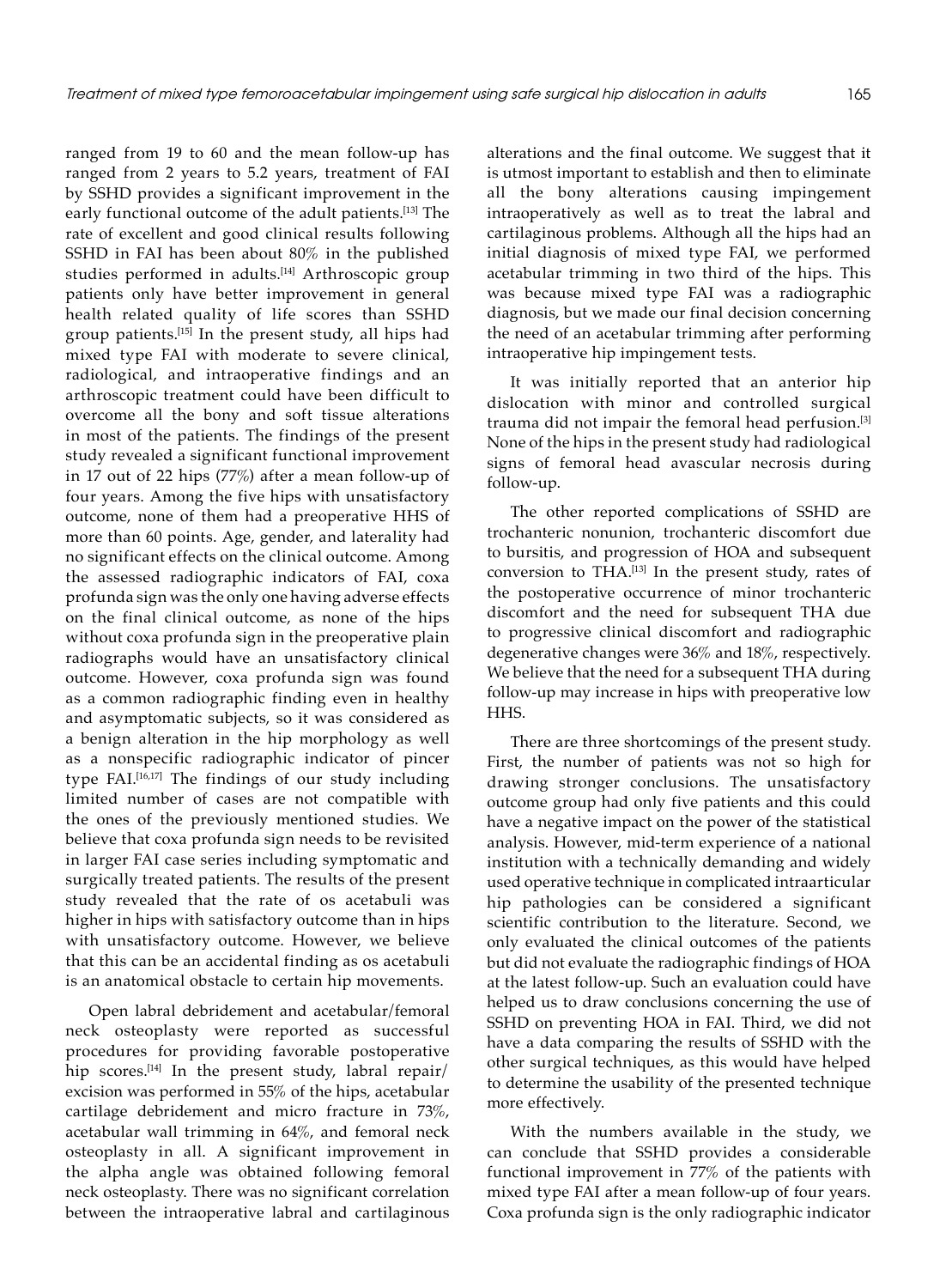ranged from 19 to 60 and the mean follow-up has ranged from 2 years to 5.2 years, treatment of FAI by SSHD provides a significant improvement in the early functional outcome of the adult patients.[13] The rate of excellent and good clinical results following SSHD in FAI has been about 80% in the published studies performed in adults.[14] Arthroscopic group patients only have better improvement in general health related quality of life scores than SSHD group patients.[15] In the present study, all hips had mixed type FAI with moderate to severe clinical, radiological, and intraoperative findings and an arthroscopic treatment could have been difficult to overcome all the bony and soft tissue alterations in most of the patients. The findings of the present study revealed a significant functional improvement in 17 out of 22 hips (77%) after a mean follow-up of four years. Among the five hips with unsatisfactory outcome, none of them had a preoperative HHS of more than 60 points. Age, gender, and laterality had no significant effects on the clinical outcome. Among the assessed radiographic indicators of FAI, coxa profunda sign was the only one having adverse effects on the final clinical outcome, as none of the hips without coxa profunda sign in the preoperative plain radiographs would have an unsatisfactory clinical outcome. However, coxa profunda sign was found as a common radiographic finding even in healthy and asymptomatic subjects, so it was considered as a benign alteration in the hip morphology as well as a nonspecific radiographic indicator of pincer type FAI.[16,17] The findings of our study including limited number of cases are not compatible with the ones of the previously mentioned studies. We believe that coxa profunda sign needs to be revisited in larger FAI case series including symptomatic and surgically treated patients. The results of the present study revealed that the rate of os acetabuli was higher in hips with satisfactory outcome than in hips with unsatisfactory outcome. However, we believe that this can be an accidental finding as os acetabuli is an anatomical obstacle to certain hip movements.

Open labral debridement and acetabular/femoral neck osteoplasty were reported as successful procedures for providing favorable postoperative hip scores.[14] In the present study, labral repair/excision was performed in 55% of the hips, acetabular cartilage debridement and micro fracture in 73%, acetabular wall trimming in 64%, and femoral neck osteoplasty in all. A significant improvement in the alpha angle was obtained following femoral neck osteoplasty. There was no significant correlation between the intraoperative labral and cartilaginous alterations and the final outcome. We suggest that it is utmost important to establish and then to eliminate all the bony alterations causing impingement intraoperatively as well as to treat the labral and cartilaginous problems. Although all the hips had an initial diagnosis of mixed type FAI, we performed acetabular trimming in two third of the hips. This was because mixed type FAI was a radiographic diagnosis, but we made our final decision concerning the need of an acetabular trimming after performing intraoperative hip impingement tests.

It was initially reported that an anterior hip dislocation with minor and controlled surgical trauma did not impair the femoral head perfusion.[3] None of the hips in the present study had radiological signs of femoral head avascular necrosis during follow-up.

The other reported complications of SSHD are trochanteric nonunion, trochanteric discomfort due to bursitis, and progression of HOA and subsequent conversion to THA.[13] In the present study, rates of the postoperative occurrence of minor trochanteric discomfort and the need for subsequent THA due to progressive clinical discomfort and radiographic degenerative changes were 36% and 18%, respectively. We believe that the need for a subsequent THA during follow-up may increase in hips with preoperative low HHS.

There are three shortcomings of the present study. First, the number of patients was not so high for drawing stronger conclusions. The unsatisfactory outcome group had only five patients and this could have a negative impact on the power of the statistical analysis. However, mid-term experience of a national institution with a technically demanding and widely used operative technique in complicated intraarticular hip pathologies can be considered a significant scientific contribution to the literature. Second, we only evaluated the clinical outcomes of the patients but did not evaluate the radiographic findings of HOA at the latest follow-up. Such an evaluation could have helped us to draw conclusions concerning the use of SSHD on preventing HOA in FAI. Third, we did not have a data comparing the results of SSHD with the other surgical techniques, as this would have helped to determine the usability of the presented technique more effectively.

With the numbers available in the study, we can conclude that SSHD provides a considerable functional improvement in 77% of the patients with mixed type FAI after a mean follow-up of four years. Coxa profunda sign is the only radiographic indicator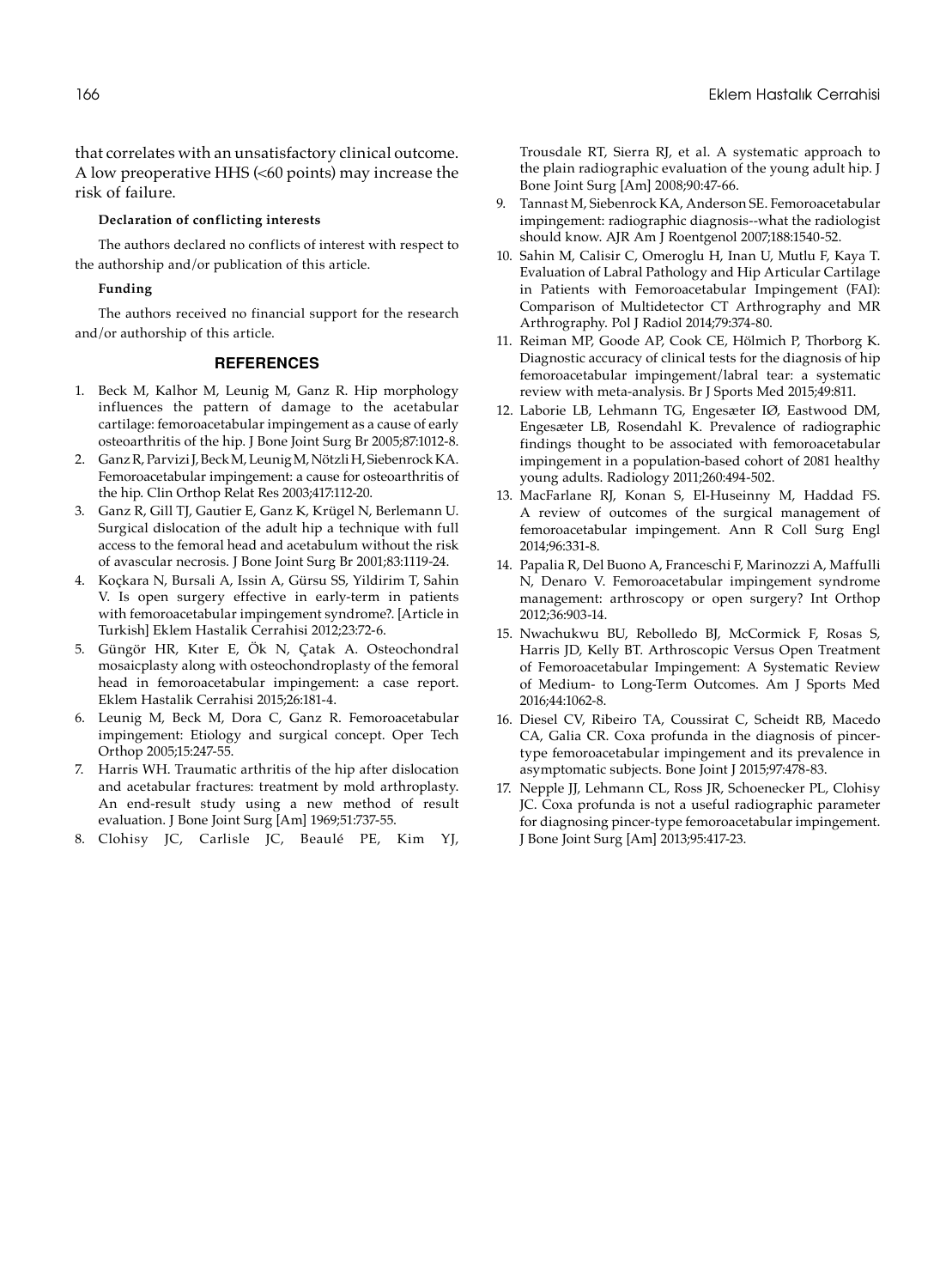that correlates with an unsatisfactory clinical outcome. A low preoperative HHS (<60 points) may increase the risk of failure.

**Declaration of conflicting interests**

The authors declared no conflicts of interest with respect to the authorship and/or publication of this article.

**Funding**

The authors received no financial support for the research and/or authorship of this article.

## REFERENCES

1. Beck M, Kalhor M, Leunig M, Ganz R. Hip morphology influences the pattern of damage to the acetabular cartilage: femoroacetabular impingement as a cause of early osteoarthritis of the hip. J Bone Joint Surg Br 2005;87:1012-8.
2. Ganz R, Parvizi J, Beck M, Leunig M, Nötzli H, Siebenrock KA. Femoroacetabular impingement: a cause for osteoarthritis of the hip. Clin Orthop Relat Res 2003;417:112-20.
3. Ganz R, Gill TJ, Gautier E, Ganz K, Krügel N, Berlemann U. Surgical dislocation of the adult hip a technique with full access to the femoral head and acetabulum without the risk of avascular necrosis. J Bone Joint Surg Br 2001;83:1119-24.
4. Koçkara N, Bursali A, Issin A, Gürsu SS, Yildirim T, Sahin V. Is open surgery effective in early-term in patients with femoroacetabular impingement syndrome?. [Article in Turkish] Eklem Hastalik Cerrahisi 2012;23:72-6.
5. Güngör HR, Kıter E, Ök N, Çatak A. Osteochondral mosaicplasty along with osteochondroplasty of the femoral head in femoroacetabular impingement: a case report. Eklem Hastalik Cerrahisi 2015;26:181-4.
6. Leunig M, Beck M, Dora C, Ganz R. Femoroacetabular impingement: Etiology and surgical concept. Oper Tech Orthop 2005;15:247-55.
7. Harris WH. Traumatic arthritis of the hip after dislocation and acetabular fractures: treatment by mold arthroplasty. An end-result study using a new method of result evaluation. J Bone Joint Surg [Am] 1969;51:737-55.
8. Clohisy JC, Carlisle JC, Beaulé PE, Kim YJ, Trousdale RT, Sierra RJ, et al. A systematic approach to the plain radiographic evaluation of the young adult hip. J Bone Joint Surg [Am] 2008;90:47-66.
9. Tannast M, Siebenrock KA, Anderson SE. Femoroacetabular impingement: radiographic diagnosis--what the radiologist should know. AJR Am J Roentgenol 2007;188:1540-52.
10. Sahin M, Calisir C, Omeroglu H, Inan U, Mutlu F, Kaya T. Evaluation of Labral Pathology and Hip Articular Cartilage in Patients with Femoroacetabular Impingement (FAI): Comparison of Multidetector CT Arthrography and MR Arthrography. Pol J Radiol 2014;79:374-80.
11. Reiman MP, Goode AP, Cook CE, Hölmich P, Thorborg K. Diagnostic accuracy of clinical tests for the diagnosis of hip femoroacetabular impingement/labral tear: a systematic review with meta-analysis. Br J Sports Med 2015;49:811.
12. Laborie LB, Lehmann TG, Engesæter IØ, Eastwood DM, Engesæter LB, Rosendahl K. Prevalence of radiographic findings thought to be associated with femoroacetabular impingement in a population-based cohort of 2081 healthy young adults. Radiology 2011;260:494-502.
13. MacFarlane RJ, Konan S, El-Huseinny M, Haddad FS. A review of outcomes of the surgical management of femoroacetabular impingement. Ann R Coll Surg Engl 2014;96:331-8.
14. Papalia R, Del Buono A, Franceschi F, Marinozzi A, Maffulli N, Denaro V. Femoroacetabular impingement syndrome management: arthroscopy or open surgery? Int Orthop 2012;36:903-14.
15. Nwachukwu BU, Rebolledo BJ, McCormick F, Rosas S, Harris JD, Kelly BT. Arthroscopic Versus Open Treatment of Femoroacetabular Impingement: A Systematic Review of Medium- to Long-Term Outcomes. Am J Sports Med 2016;44:1062-8.
16. Diesel CV, Ribeiro TA, Coussirat C, Scheidt RB, Macedo CA, Galia CR. Coxa profunda in the diagnosis of pincer-type femoroacetabular impingement and its prevalence in asymptomatic subjects. Bone Joint J 2015;97:478-83.
17. Nepple JJ, Lehmann CL, Ross JR, Schoenecker PL, Clohisy JC. Coxa profunda is not a useful radiographic parameter for diagnosing pincer-type femoroacetabular impingement. J Bone Joint Surg [Am] 2013;95:417-23.